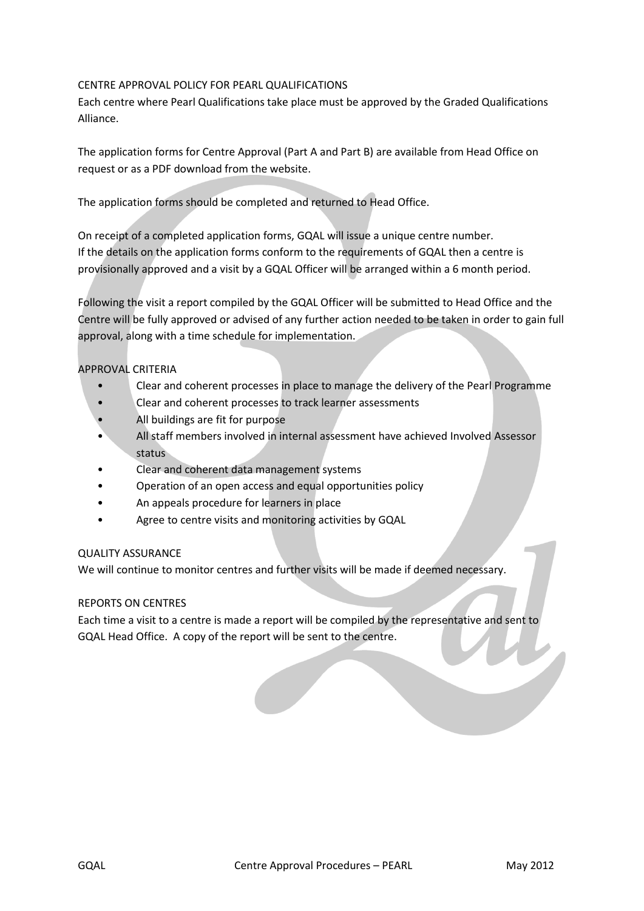## CENTRE APPROVAL POLICY FOR PEARL QUALIFICATIONS

Each centre where Pearl Qualifications take place must be approved by the Graded Qualifications Alliance.

The application forms for Centre Approval (Part A and Part B) are available from Head Office on request or as a PDF download from the website.

The application forms should be completed and returned to Head Office.

On receipt of a completed application forms, GQAL will issue a unique centre number.
If the details on the application forms conform to the requirements of GQAL then a centre is provisionally approved and a visit by a GQAL Officer will be arranged within a 6 month period.

Following the visit a report compiled by the GQAL Officer will be submitted to Head Office and the Centre will be fully approved or advised of any further action needed to be taken in order to gain full approval, along with a time schedule for implementation.

## APPROVAL CRITERIA

- Clear and coherent processes in place to manage the delivery of the Pearl Programme
- Clear and coherent processes to track learner assessments
- All buildings are fit for purpose
- All staff members involved in internal assessment have achieved Involved Assessor status
- Clear and coherent data management systems
- Operation of an open access and equal opportunities policy
- An appeals procedure for learners in place
- Agree to centre visits and monitoring activities by GQAL

## QUALITY ASSURANCE

We will continue to monitor centres and further visits will be made if deemed necessary.

## REPORTS ON CENTRES

Each time a visit to a centre is made a report will be compiled by the representative and sent to GQAL Head Office. A copy of the report will be sent to the centre.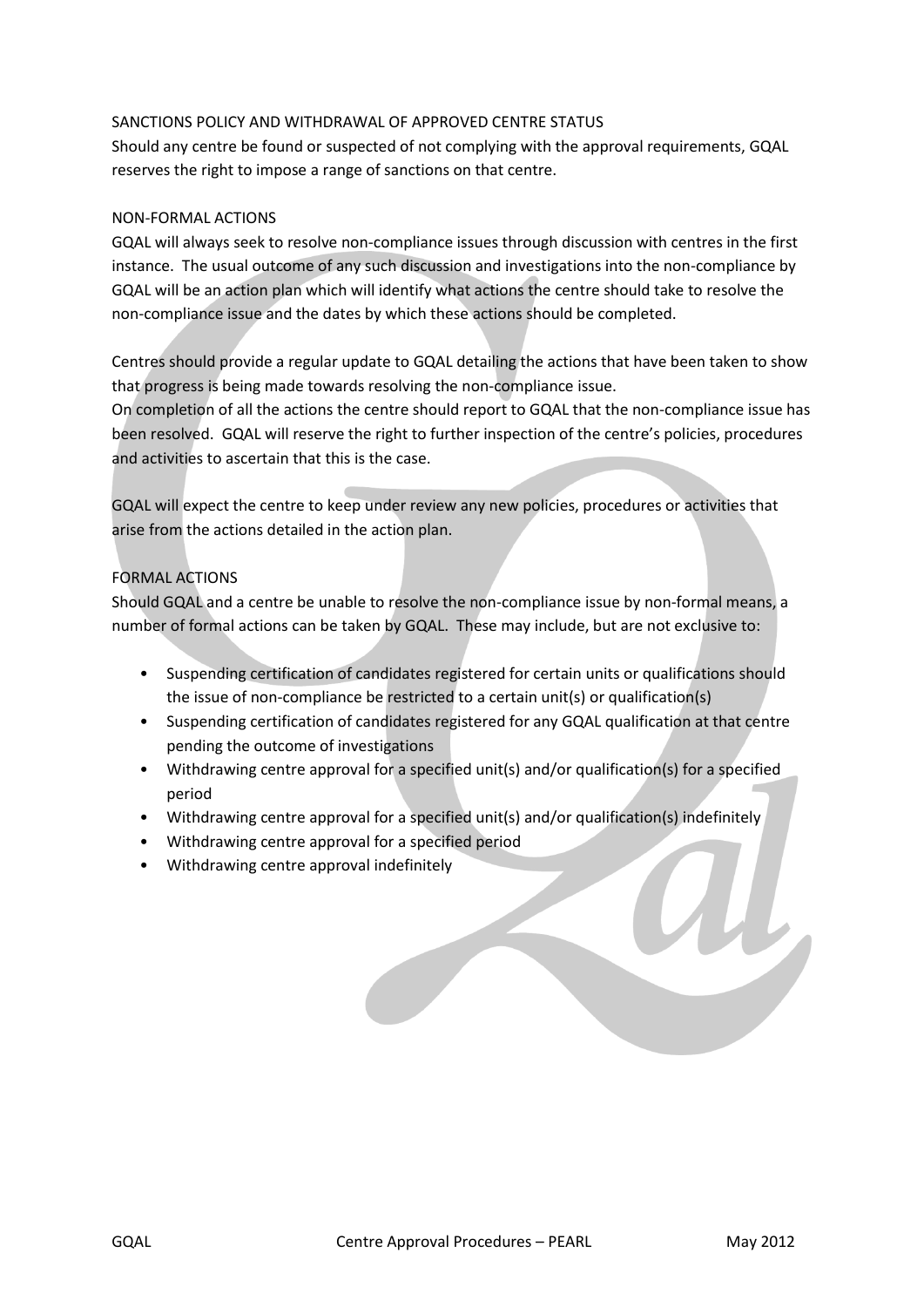## SANCTIONS POLICY AND WITHDRAWAL OF APPROVED CENTRE STATUS

Should any centre be found or suspected of not complying with the approval requirements, GQAL reserves the right to impose a range of sanctions on that centre.

### NON-FORMAL ACTIONS

GQAL will always seek to resolve non-compliance issues through discussion with centres in the first instance. The usual outcome of any such discussion and investigations into the non-compliance by GQAL will be an action plan which will identify what actions the centre should take to resolve the non-compliance issue and the dates by which these actions should be completed.

Centres should provide a regular update to GQAL detailing the actions that have been taken to show that progress is being made towards resolving the non-compliance issue.

On completion of all the actions the centre should report to GQAL that the non-compliance issue has been resolved. GQAL will reserve the right to further inspection of the centre's policies, procedures and activities to ascertain that this is the case.

GQAL will expect the centre to keep under review any new policies, procedures or activities that arise from the actions detailed in the action plan.

### FORMAL ACTIONS

Should GQAL and a centre be unable to resolve the non-compliance issue by non-formal means, a number of formal actions can be taken by GQAL. These may include, but are not exclusive to:

- Suspending certification of candidates registered for certain units or qualifications should the issue of non-compliance be restricted to a certain unit(s) or qualification(s)
- Suspending certification of candidates registered for any GQAL qualification at that centre pending the outcome of investigations
- Withdrawing centre approval for a specified unit(s) and/or qualification(s) for a specified period
- Withdrawing centre approval for a specified unit(s) and/or qualification(s) indefinitely
- Withdrawing centre approval for a specified period
- Withdrawing centre approval indefinitely